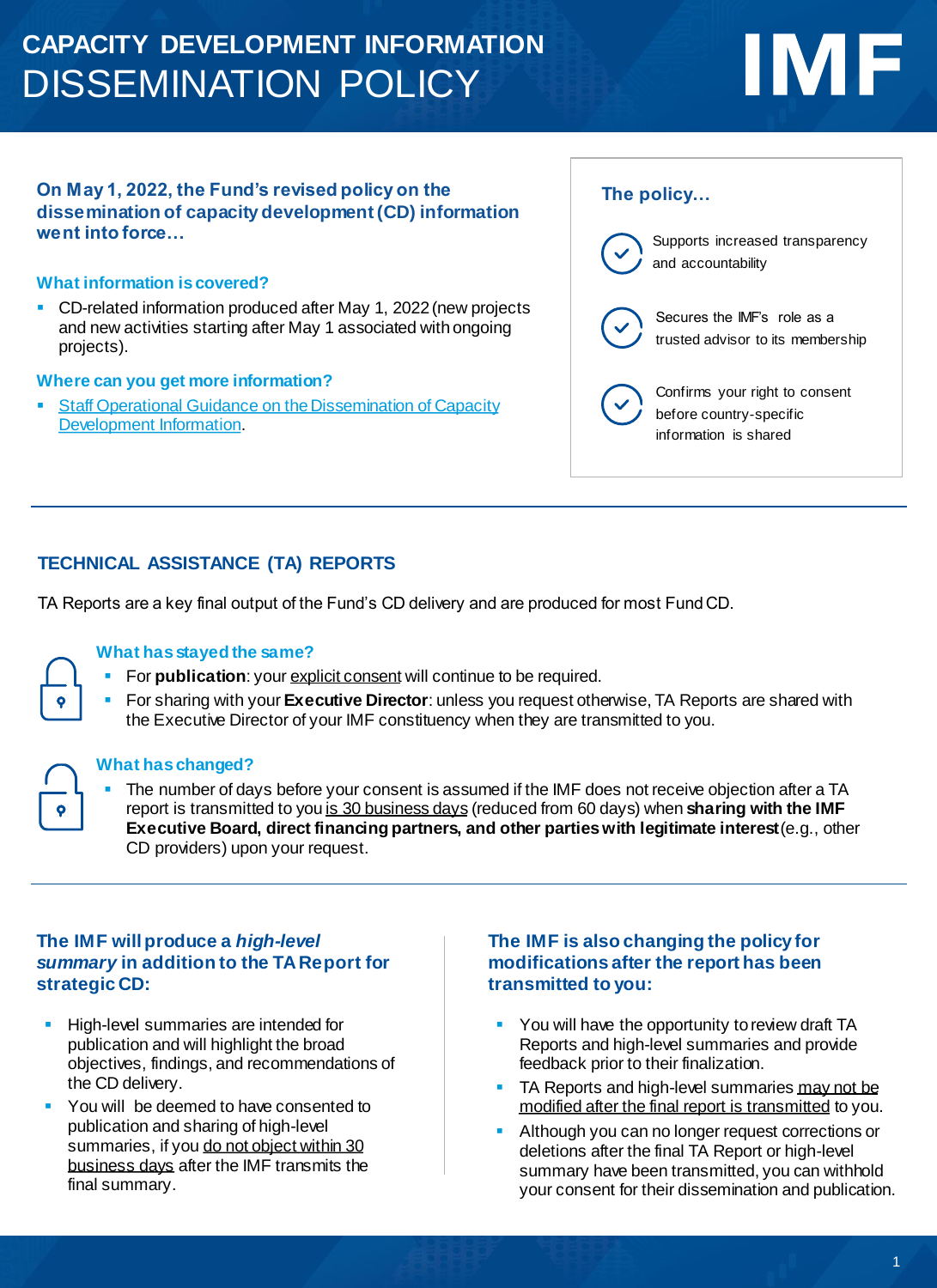# CAPACITY DEVELOPMENT INFORMATION DISSEMINATION POLICY

**On May 1, 2022, the Fund's revised policy on the dissemination of capacity development (CD) information went into force…**

### What information is covered?

- CD-related information produced after May 1, 2022 (new projects and new activities starting after May 1 associated with ongoing projects).

### Where can you get more information?

- Staff Operational Guidance on the Dissemination of Capacity Development Information.

### The policy…

- Supports increased transparency and accountability
- Secures the IMF's role as a trusted advisor to its membership
- Confirms your right to consent before country-specific information is shared

## TECHNICAL ASSISTANCE (TA) REPORTS

TA Reports are a key final output of the Fund's CD delivery and are produced for most Fund CD.

### What has stayed the same?

- For **publication**: your explicit consent will continue to be required.
- For sharing with your **Executive Director**: unless you request otherwise, TA Reports are shared with the Executive Director of your IMF constituency when they are transmitted to you.

### What has changed?

- The number of days before your consent is assumed if the IMF does not receive objection after a TA report is transmitted to you is 30 business days (reduced from 60 days) when **sharing with the IMF Executive Board, direct financing partners, and other parties with legitimate interest** (e.g., other CD providers) upon your request.

### The IMF will produce a *high-level summary* in addition to the TA Report for strategic CD:

- High-level summaries are intended for publication and will highlight the broad objectives, findings, and recommendations of the CD delivery.
- You will be deemed to have consented to publication and sharing of high-level summaries, if you do not object within 30 business days after the IMF transmits the final summary.

### The IMF is also changing the policy for modifications after the report has been transmitted to you:

- You will have the opportunity to review draft TA Reports and high-level summaries and provide feedback prior to their finalization.
- TA Reports and high-level summaries may not be modified after the final report is transmitted to you.
- Although you can no longer request corrections or deletions after the final TA Report or high-level summary have been transmitted, you can withhold your consent for their dissemination and publication.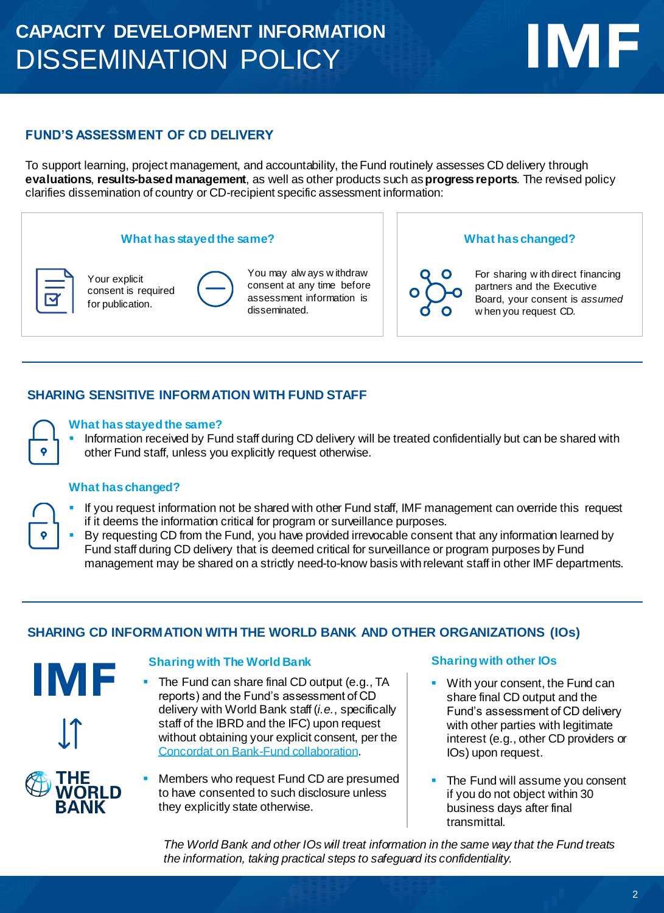# CAPACITY DEVELOPMENT INFORMATION DISSEMINATION POLICY

## FUND'S ASSESSMENT OF CD DELIVERY

To support learning, project management, and accountability, the Fund routinely assesses CD delivery through **evaluations**, **results-based management**, as well as other products such as **progress reports**. The revised policy clarifies dissemination of country or CD-recipient specific assessment information:

### What has stayed the same?

Your explicit consent is required for publication.

You may always withdraw consent at any time before assessment information is disseminated.

### What has changed?

For sharing with direct financing partners and the Executive Board, your consent is *assumed* when you request CD.

## SHARING SENSITIVE INFORMATION WITH FUND STAFF

### What has stayed the same?

- Information received by Fund staff during CD delivery will be treated confidentially but can be shared with other Fund staff, unless you explicitly request otherwise.

### What has changed?

- If you request information not be shared with other Fund staff, IMF management can override this request if it deems the information critical for program or surveillance purposes.
- By requesting CD from the Fund, you have provided irrevocable consent that any information learned by Fund staff during CD delivery that is deemed critical for surveillance or program purposes by Fund management may be shared on a strictly need-to-know basis with relevant staff in other IMF departments.

## SHARING CD INFORMATION WITH THE WORLD BANK AND OTHER ORGANIZATIONS (IOs)

### Sharing with The World Bank

- The Fund can share final CD output (e.g., TA reports) and the Fund's assessment of CD delivery with World Bank staff (*i.e.*, specifically staff of the IBRD and the IFC) upon request without obtaining your explicit consent, per the [Concordat on Bank-Fund collaboration](#).
- Members who request Fund CD are presumed to have consented to such disclosure unless they explicitly state otherwise.

### Sharing with other IOs

- With your consent, the Fund can share final CD output and the Fund's assessment of CD delivery with other parties with legitimate interest (e.g., other CD providers or IOs) upon request.
- The Fund will assume you consent if you do not object within 30 business days after final transmittal.

*The World Bank and other IOs will treat information in the same way that the Fund treats the information, taking practical steps to safeguard its confidentiality.*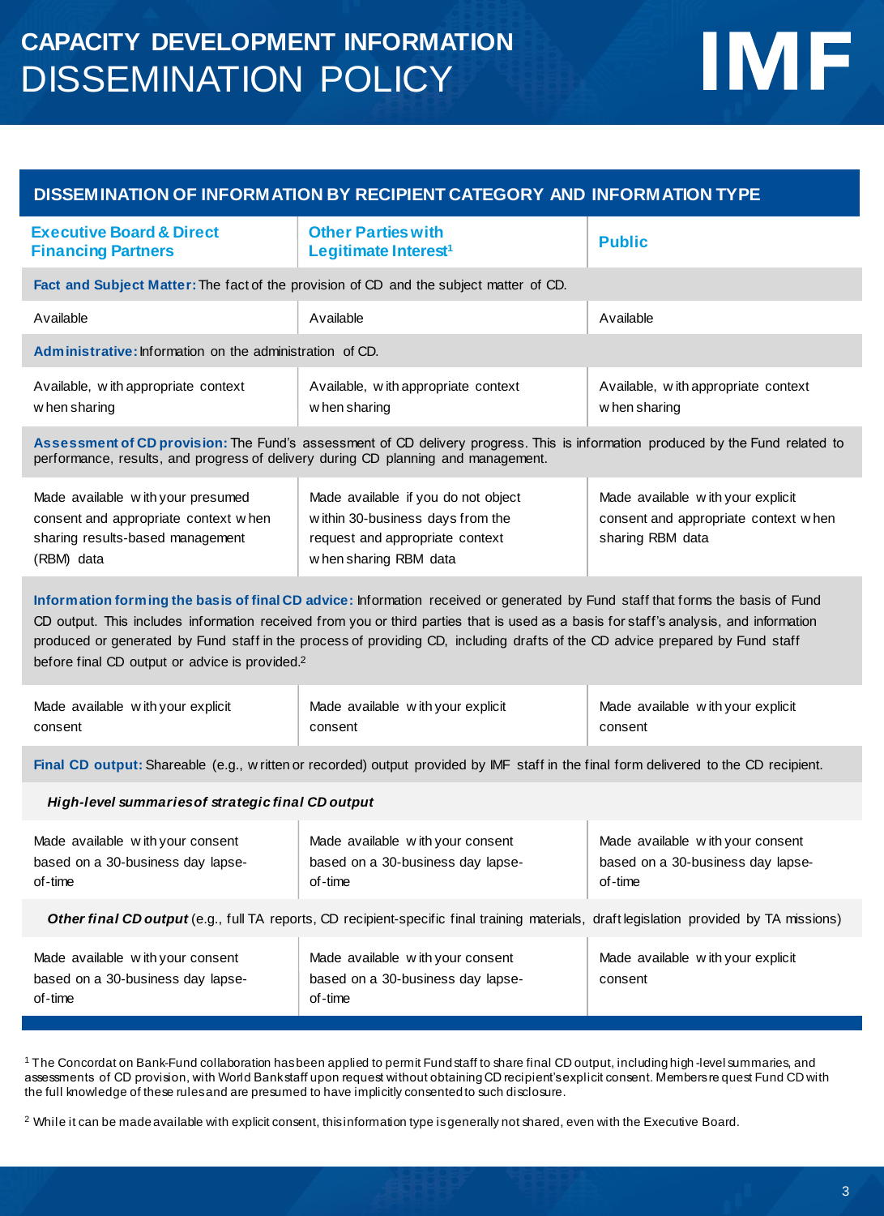# CAPACITY DEVELOPMENT INFORMATION DISSEMINATION POLICY

## DISSEMINATION OF INFORMATION BY RECIPIENT CATEGORY AND INFORMATION TYPE

| Executive Board & Direct Financing Partners | Other Parties with Legitimate Interest[1] | Public |
|---|---|---|
| **Fact and Subject Matter:** The fact of the provision of CD and the subject matter of CD. | | |
| Available | Available | Available |
| **Administrative:** Information on the administration of CD. | | |
| Available, with appropriate context when sharing | Available, with appropriate context when sharing | Available, with appropriate context when sharing |
| **Assessment of CD provision:** The Fund's assessment of CD delivery progress. This is information produced by the Fund related to performance, results, and progress of delivery during CD planning and management. | | |
| Made available with your presumed consent and appropriate context when sharing results-based management (RBM) data | Made available if you do not object within 30-business days from the request and appropriate context when sharing RBM data | Made available with your explicit consent and appropriate context when sharing RBM data |
| **Information forming the basis of final CD advice:** Information received or generated by Fund staff that forms the basis of Fund CD output. This includes information received from you or third parties that is used as a basis for staff's analysis, and information produced or generated by Fund staff in the process of providing CD, including drafts of the CD advice prepared by Fund staff before final CD output or advice is provided.[2] | | |
| Made available with your explicit consent | Made available with your explicit consent | Made available with your explicit consent |
| **Final CD output:** Shareable (e.g., written or recorded) output provided by IMF staff in the final form delivered to the CD recipient. | | |
| ***High-level summaries of strategic final CD output*** | | |
| Made available with your consent based on a 30-business day lapse-of-time | Made available with your consent based on a 30-business day lapse-of-time | Made available with your consent based on a 30-business day lapse-of-time |
| ***Other final CD output*** (e.g., full TA reports, CD recipient-specific final training materials, draft legislation provided by TA missions) | | |
| Made available with your consent based on a 30-business day lapse-of-time | Made available with your consent based on a 30-business day lapse-of-time | Made available with your explicit consent |

[1] The Concordat on Bank-Fund collaboration has been applied to permit Fund staff to share final CD output, including high-level summaries, and assessments of CD provision, with World Bank staff upon request without obtaining CD recipient's explicit consent. Members request Fund CD with the full knowledge of these rules and are presumed to have implicitly consented to such disclosure.

[2] While it can be made available with explicit consent, this information type is generally not shared, even with the Executive Board.